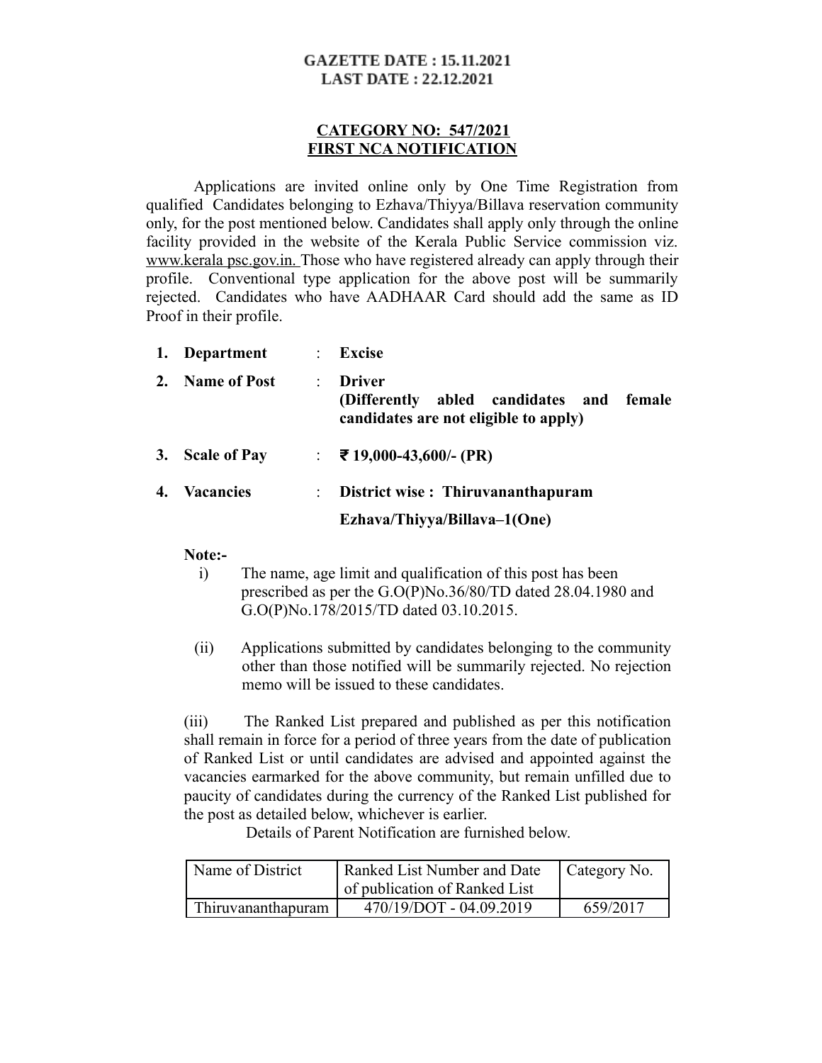**GAZETTE DATE : 15.11.2021**
**LAST DATE : 22.12.2021**

**CATEGORY NO: 547/2021**
**FIRST NCA NOTIFICATION**

Applications are invited online only by One Time Registration from qualified Candidates belonging to Ezhava/Thiyya/Billava reservation community only, for the post mentioned below. Candidates shall apply only through the online facility provided in the website of the Kerala Public Service commission viz. www.kerala psc.gov.in. Those who have registered already can apply through their profile. Conventional type application for the above post will be summarily rejected. Candidates who have AADHAAR Card should add the same as ID Proof in their profile.

1. **Department** : **Excise**
2. **Name of Post** : **Driver (Differently abled candidates and female candidates are not eligible to apply)**
3. **Scale of Pay** : **₹ 19,000-43,600/- (PR)**
4. **Vacancies** : **District wise : Thiruvananthapuram**
   **Ezhava/Thiyya/Billava–1(One)**

**Note:-**

i) The name, age limit and qualification of this post has been prescribed as per the G.O(P)No.36/80/TD dated 28.04.1980 and G.O(P)No.178/2015/TD dated 03.10.2015.

(ii) Applications submitted by candidates belonging to the community other than those notified will be summarily rejected. No rejection memo will be issued to these candidates.

(iii) The Ranked List prepared and published as per this notification shall remain in force for a period of three years from the date of publication of Ranked List or until candidates are advised and appointed against the vacancies earmarked for the above community, but remain unfilled due to paucity of candidates during the currency of the Ranked List published for the post as detailed below, whichever is earlier.

Details of Parent Notification are furnished below.

| Name of District | Ranked List Number and Date of publication of Ranked List | Category No. |
|---|---|---|
| Thiruvananthapuram | 470/19/DOT - 04.09.2019 | 659/2017 |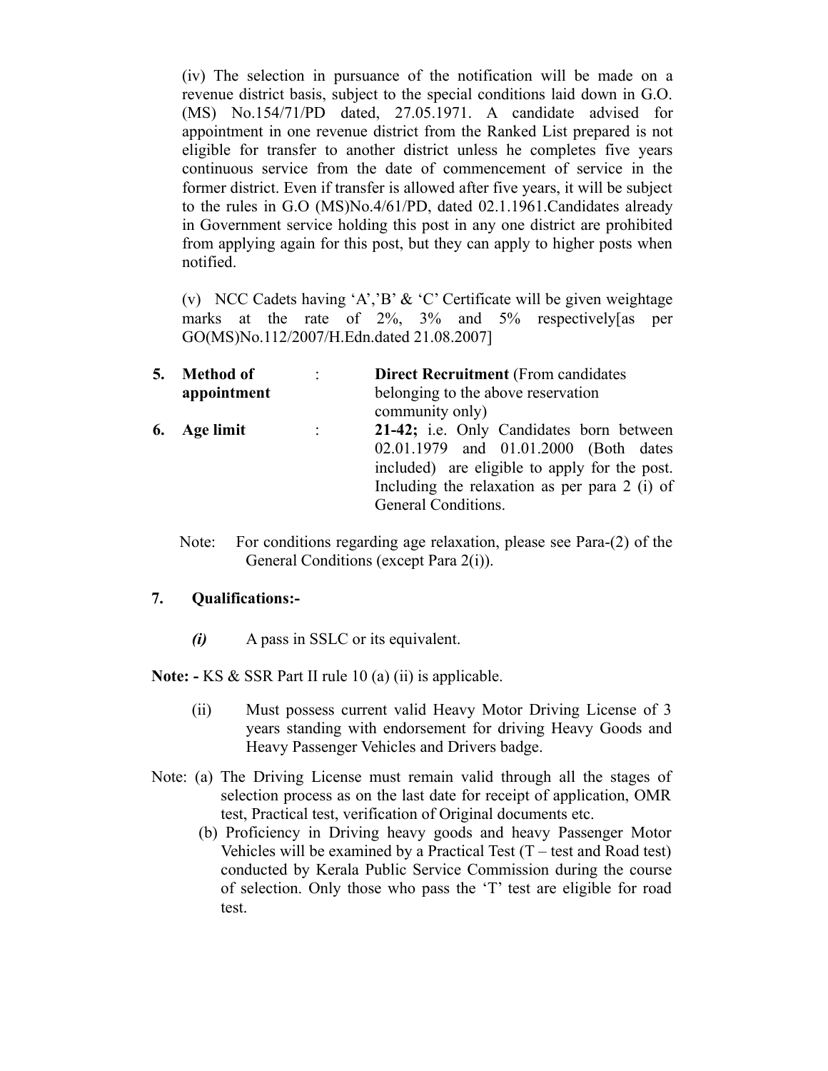(iv) The selection in pursuance of the notification will be made on a revenue district basis, subject to the special conditions laid down in G.O. (MS) No.154/71/PD dated, 27.05.1971. A candidate advised for appointment in one revenue district from the Ranked List prepared is not eligible for transfer to another district unless he completes five years continuous service from the date of commencement of service in the former district. Even if transfer is allowed after five years, it will be subject to the rules in G.O (MS)No.4/61/PD, dated 02.1.1961.Candidates already in Government service holding this post in any one district are prohibited from applying again for this post, but they can apply to higher posts when notified.

(v) NCC Cadets having 'A','B' & 'C' Certificate will be given weightage marks at the rate of 2%, 3% and 5% respectively[as per GO(MS)No.112/2007/H.Edn.dated 21.08.2007]

**5. Method of appointment** : **Direct Recruitment** (From candidates belonging to the above reservation community only)

**6. Age limit** : **21-42;** i.e. Only Candidates born between 02.01.1979 and 01.01.2000 (Both dates included) are eligible to apply for the post. Including the relaxation as per para 2 (i) of General Conditions.

Note: For conditions regarding age relaxation, please see Para-(2) of the General Conditions (except Para 2(i)).

**7. Qualifications:-**

***(i)*** A pass in SSLC or its equivalent.

**Note: -** KS & SSR Part II rule 10 (a) (ii) is applicable.

(ii) Must possess current valid Heavy Motor Driving License of 3 years standing with endorsement for driving Heavy Goods and Heavy Passenger Vehicles and Drivers badge.

Note: (a) The Driving License must remain valid through all the stages of selection process as on the last date for receipt of application, OMR test, Practical test, verification of Original documents etc.

(b) Proficiency in Driving heavy goods and heavy Passenger Motor Vehicles will be examined by a Practical Test (T – test and Road test) conducted by Kerala Public Service Commission during the course of selection. Only those who pass the 'T' test are eligible for road test.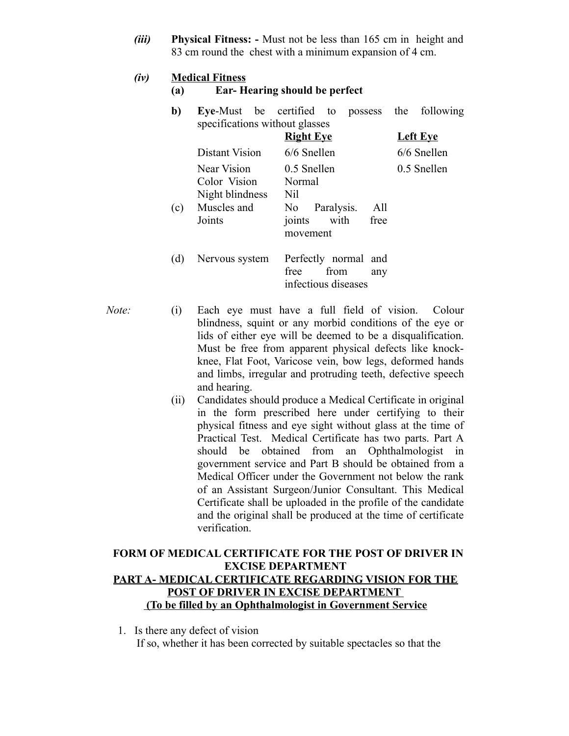*(iii)* **Physical Fitness: -** Must not be less than 165 cm in height and 83 cm round the chest with a minimum expansion of 4 cm.

*(iv)* <u>**Medical Fitness**</u>

**(a) Ear- Hearing should be perfect**

**b) Eye**-Must be certified to possess the following specifications without glasses

| | | Right Eye | Left Eye |
|---|---|---|---|
| | Distant Vision | 6/6 Snellen | 6/6 Snellen |
| | Near Vision | 0.5 Snellen | 0.5 Snellen |
| | Color Vision | Normal | |
| | Night blindness | Nil | |
| (c) | Muscles and Joints | No Paralysis. All joints with free movement | |
| (d) | Nervous system | Perfectly normal and free from any infectious diseases | |

*Note:*

(i) Each eye must have a full field of vision. Colour blindness, squint or any morbid conditions of the eye or lids of either eye will be deemed to be a disqualification. Must be free from apparent physical defects like knock-knee, Flat Foot, Varicose vein, bow legs, deformed hands and limbs, irregular and protruding teeth, defective speech and hearing.

(ii) Candidates should produce a Medical Certificate in original in the form prescribed here under certifying to their physical fitness and eye sight without glass at the time of Practical Test. Medical Certificate has two parts. Part A should be obtained from an Ophthalmologist in government service and Part B should be obtained from a Medical Officer under the Government not below the rank of an Assistant Surgeon/Junior Consultant. This Medical Certificate shall be uploaded in the profile of the candidate and the original shall be produced at the time of certificate verification.

**FORM OF MEDICAL CERTIFICATE FOR THE POST OF DRIVER IN EXCISE DEPARTMENT**

<u>**PART A- MEDICAL CERTIFICATE REGARDING VISION FOR THE POST OF DRIVER IN EXCISE DEPARTMENT**</u>

<u>**(To be filled by an Ophthalmologist in Government Service**</u>

1. Is there any defect of vision
   If so, whether it has been corrected by suitable spectacles so that the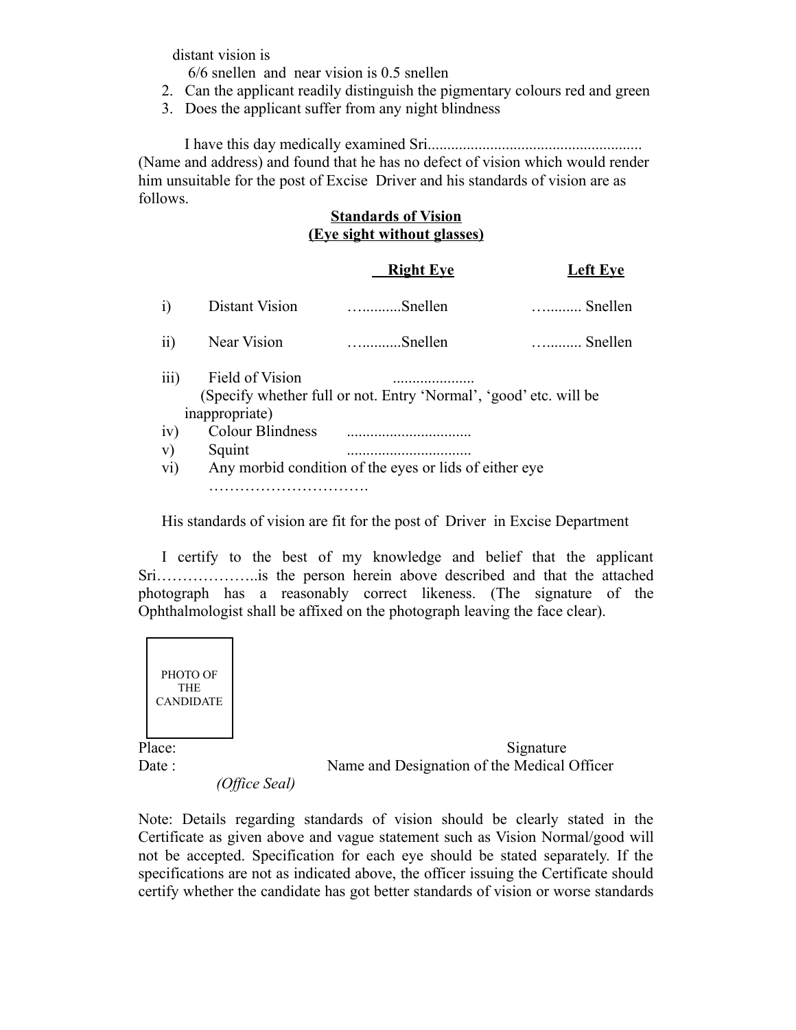distant vision is

6/6 snellen and near vision is 0.5 snellen

2. Can the applicant readily distinguish the pigmentary colours red and green
3. Does the applicant suffer from any night blindness

I have this day medically examined Sri....................................................... (Name and address) and found that he has no defect of vision which would render him unsuitable for the post of Excise Driver and his standards of vision are as follows.

**Standards of Vision**
**(Eye sight without glasses)**

| | | Right Eye | Left Eye |
|---|---|---|---|
| i) | Distant Vision | …..........Snellen | …......... Snellen |
| ii) | Near Vision | …..........Snellen | …......... Snellen |

iii) Field of Vision .....................
(Specify whether full or not. Entry 'Normal', 'good' etc. will be inappropriate)

iv) Colour Blindness ................................

v) Squint ................................

vi) Any morbid condition of the eyes or lids of either eye ………………………….

His standards of vision are fit for the post of Driver in Excise Department

I certify to the best of my knowledge and belief that the applicant Sri………………..is the person herein above described and that the attached photograph has a reasonably correct likeness. (The signature of the Ophthalmologist shall be affixed on the photograph leaving the face clear).

PHOTO OF THE CANDIDATE

Place: Signature

Date : Name and Designation of the Medical Officer

*(Office Seal)*

Note: Details regarding standards of vision should be clearly stated in the Certificate as given above and vague statement such as Vision Normal/good will not be accepted. Specification for each eye should be stated separately. If the specifications are not as indicated above, the officer issuing the Certificate should certify whether the candidate has got better standards of vision or worse standards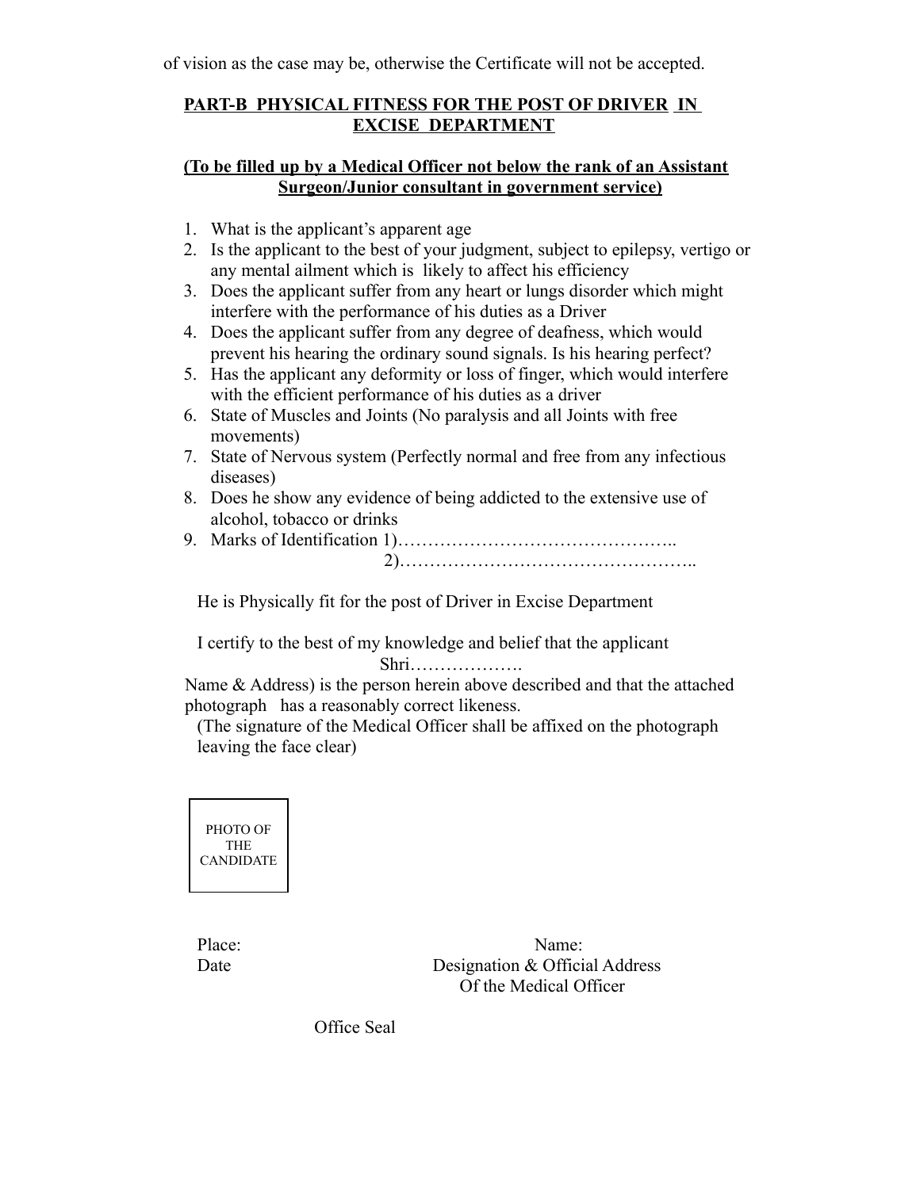of vision as the case may be, otherwise the Certificate will not be accepted.

## PART-B PHYSICAL FITNESS FOR THE POST OF DRIVER IN EXCISE DEPARTMENT

**(To be filled up by a Medical Officer not below the rank of an Assistant Surgeon/Junior consultant in government service)**

1. What is the applicant's apparent age
2. Is the applicant to the best of your judgment, subject to epilepsy, vertigo or any mental ailment which is likely to affect his efficiency
3. Does the applicant suffer from any heart or lungs disorder which might interfere with the performance of his duties as a Driver
4. Does the applicant suffer from any degree of deafness, which would prevent his hearing the ordinary sound signals. Is his hearing perfect?
5. Has the applicant any deformity or loss of finger, which would interfere with the efficient performance of his duties as a driver
6. State of Muscles and Joints (No paralysis and all Joints with free movements)
7. State of Nervous system (Perfectly normal and free from any infectious diseases)
8. Does he show any evidence of being addicted to the extensive use of alcohol, tobacco or drinks
9. Marks of Identification 1)……………………………………..
   2)…………………………………………..

He is Physically fit for the post of Driver in Excise Department

I certify to the best of my knowledge and belief that the applicant Shri……………….
Name & Address) is the person herein above described and that the attached photograph has a reasonably correct likeness.
(The signature of the Medical Officer shall be affixed on the photograph leaving the face clear)

PHOTO OF THE CANDIDATE

Place:
Date

Name:
Designation & Official Address
Of the Medical Officer

Office Seal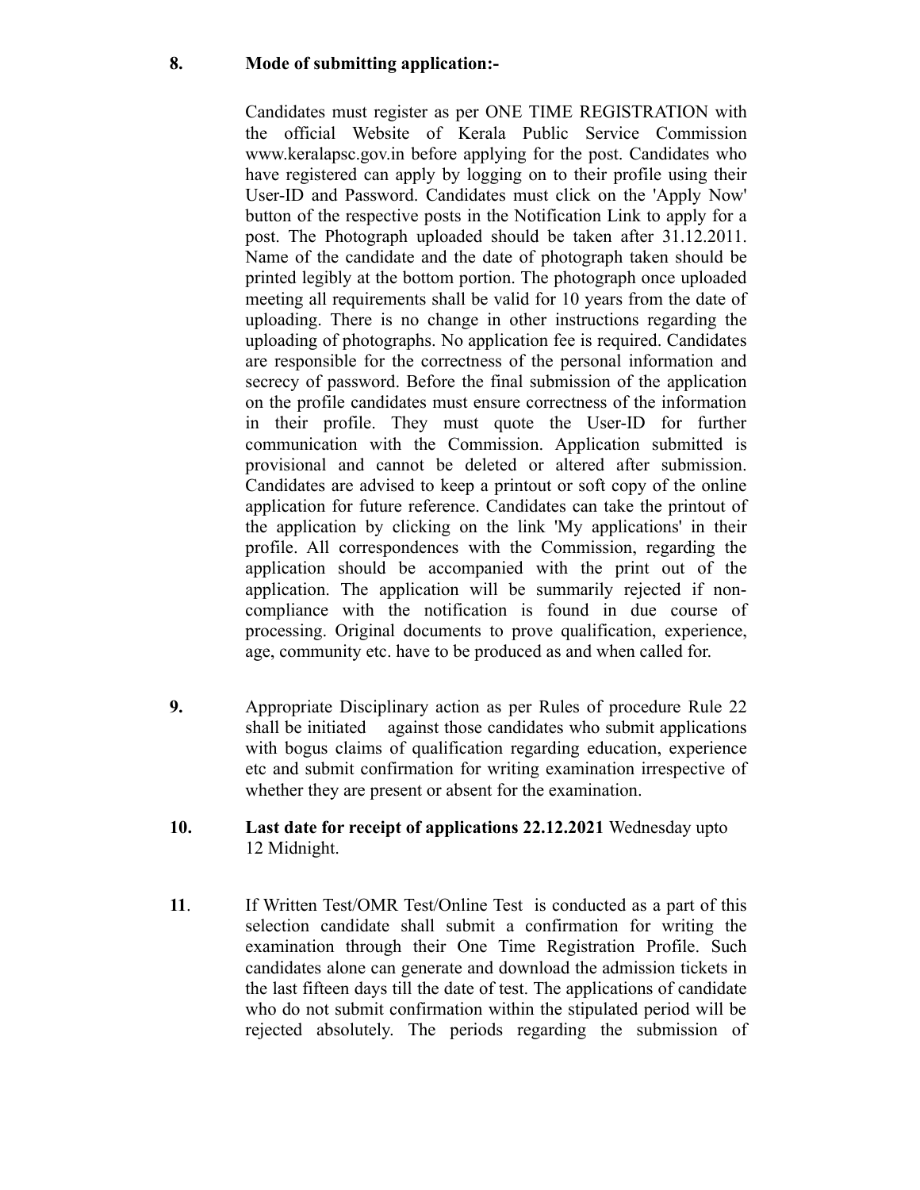**8. Mode of submitting application:-**

Candidates must register as per ONE TIME REGISTRATION with the official Website of Kerala Public Service Commission www.keralapsc.gov.in before applying for the post. Candidates who have registered can apply by logging on to their profile using their User-ID and Password. Candidates must click on the 'Apply Now' button of the respective posts in the Notification Link to apply for a post. The Photograph uploaded should be taken after 31.12.2011. Name of the candidate and the date of photograph taken should be printed legibly at the bottom portion. The photograph once uploaded meeting all requirements shall be valid for 10 years from the date of uploading. There is no change in other instructions regarding the uploading of photographs. No application fee is required. Candidates are responsible for the correctness of the personal information and secrecy of password. Before the final submission of the application on the profile candidates must ensure correctness of the information in their profile. They must quote the User-ID for further communication with the Commission. Application submitted is provisional and cannot be deleted or altered after submission. Candidates are advised to keep a printout or soft copy of the online application for future reference. Candidates can take the printout of the application by clicking on the link 'My applications' in their profile. All correspondences with the Commission, regarding the application should be accompanied with the print out of the application. The application will be summarily rejected if non-compliance with the notification is found in due course of processing. Original documents to prove qualification, experience, age, community etc. have to be produced as and when called for.

**9.** Appropriate Disciplinary action as per Rules of procedure Rule 22 shall be initiated against those candidates who submit applications with bogus claims of qualification regarding education, experience etc and submit confirmation for writing examination irrespective of whether they are present or absent for the examination.

**10. Last date for receipt of applications 22.12.2021** Wednesday upto 12 Midnight.

**11**. If Written Test/OMR Test/Online Test is conducted as a part of this selection candidate shall submit a confirmation for writing the examination through their One Time Registration Profile. Such candidates alone can generate and download the admission tickets in the last fifteen days till the date of test. The applications of candidate who do not submit confirmation within the stipulated period will be rejected absolutely. The periods regarding the submission of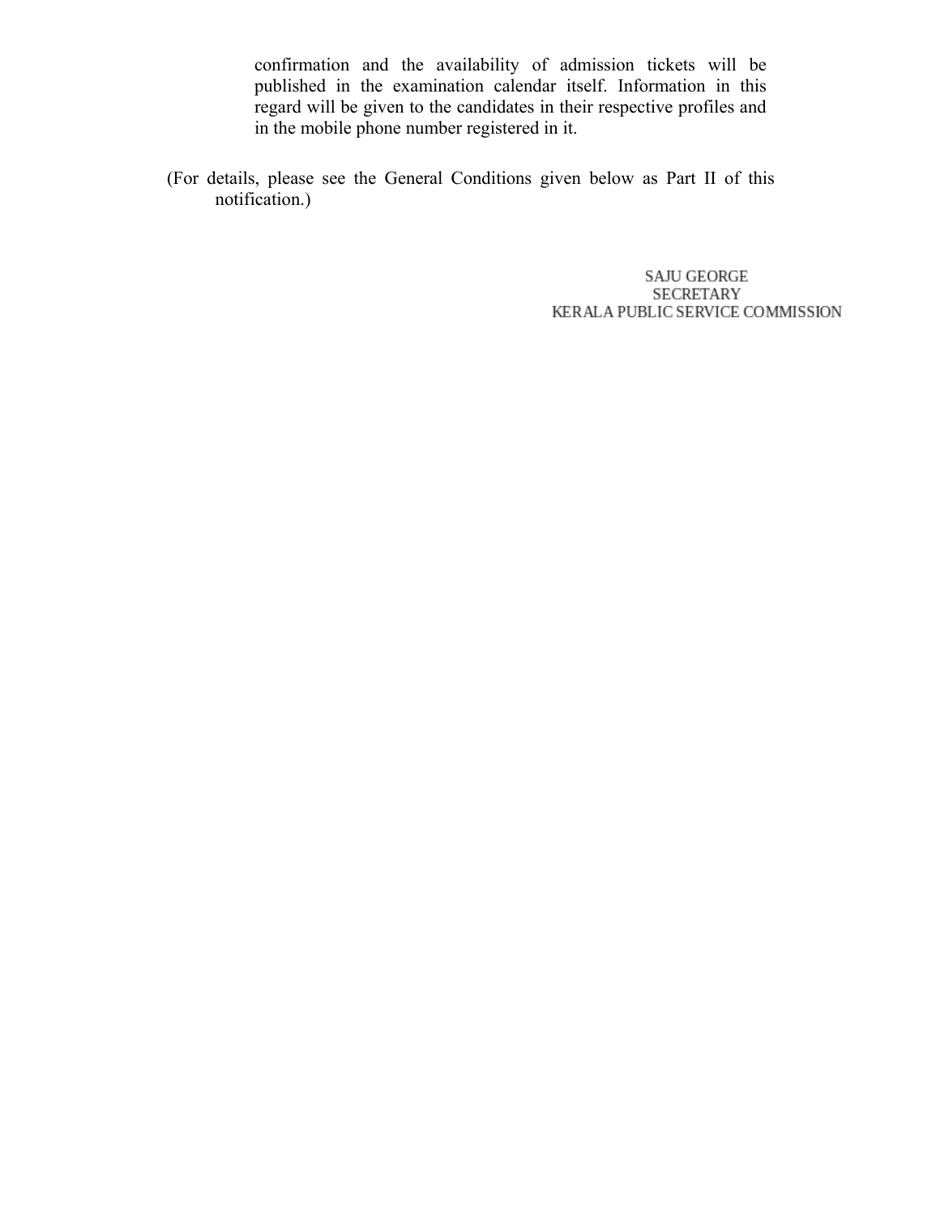confirmation and the availability of admission tickets will be published in the examination calendar itself. Information in this regard will be given to the candidates in their respective profiles and in the mobile phone number registered in it.

(For details, please see the General Conditions given below as Part II of this notification.)

SAJU GEORGE
SECRETARY
KERALA PUBLIC SERVICE COMMISSION